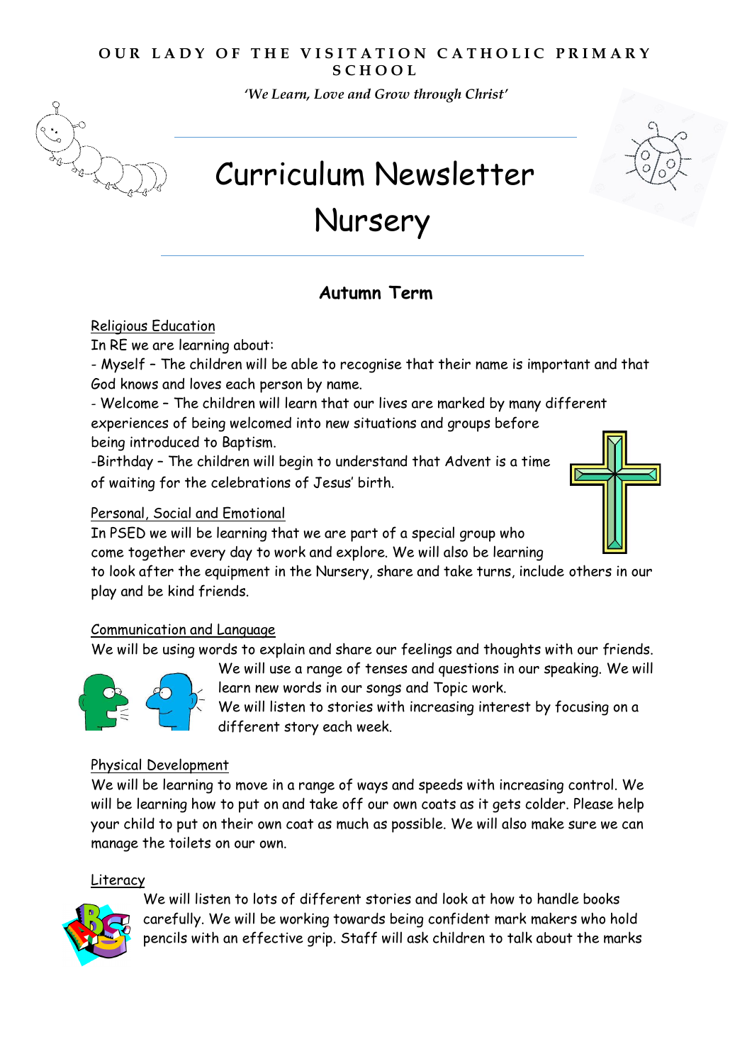# OUR LADY OF THE VISITATION CATHOLIC PRIMARY SCHOOL

*'We Learn, Love and Grow through Christ'*

# Curriculum Newsletter

# Nursery

## Autumn Term

Religious Education

In RE we are learning about:

- Myself – The children will be able to recognise that their name is important and that God knows and loves each person by name.
- Welcome – The children will learn that our lives are marked by many different experiences of being welcomed into new situations and groups before being introduced to Baptism.
- Birthday – The children will begin to understand that Advent is a time of waiting for the celebrations of Jesus' birth.

Personal, Social and Emotional

In PSED we will be learning that we are part of a special group who come together every day to work and explore. We will also be learning to look after the equipment in the Nursery, share and take turns, include others in our play and be kind friends.

Communication and Language

We will be using words to explain and share our feelings and thoughts with our friends. We will use a range of tenses and questions in our speaking. We will learn new words in our songs and Topic work.

We will listen to stories with increasing interest by focusing on a different story each week.

Physical Development

We will be learning to move in a range of ways and speeds with increasing control. We will be learning how to put on and take off our own coats as it gets colder. Please help your child to put on their own coat as much as possible. We will also make sure we can manage the toilets on our own.

Literacy

We will listen to lots of different stories and look at how to handle books carefully. We will be working towards being confident mark makers who hold pencils with an effective grip. Staff will ask children to talk about the marks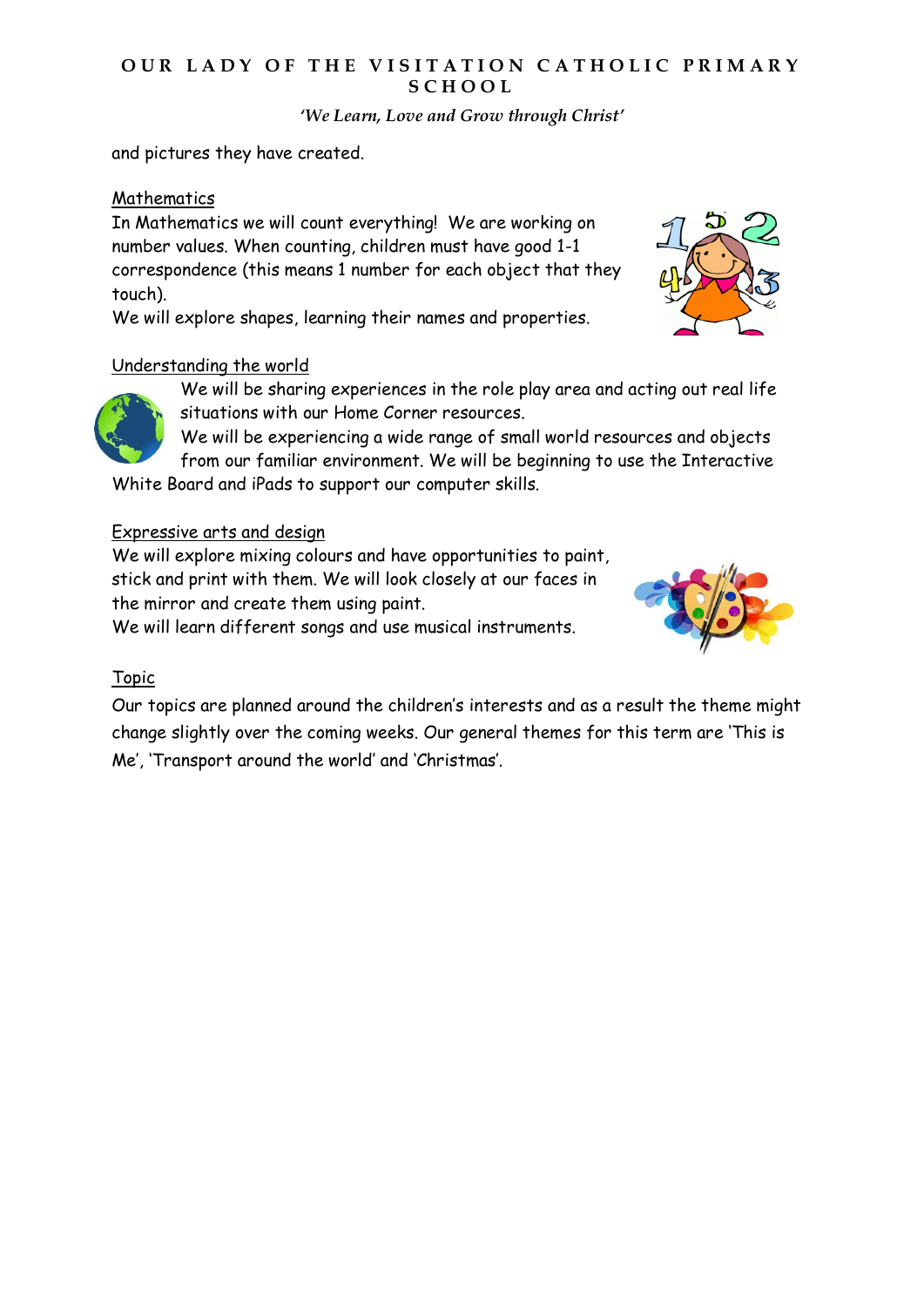and pictures they have created.

Mathematics

In Mathematics we will count everything! We are working on number values. When counting, children must have good 1-1 correspondence (this means 1 number for each object that they touch).

We will explore shapes, learning their names and properties.

Understanding the world

We will be sharing experiences in the role play area and acting out real life situations with our Home Corner resources.

We will be experiencing a wide range of small world resources and objects from our familiar environment. We will be beginning to use the Interactive White Board and iPads to support our computer skills.

Expressive arts and design

We will explore mixing colours and have opportunities to paint, stick and print with them. We will look closely at our faces in the mirror and create them using paint.

We will learn different songs and use musical instruments.

Topic

Our topics are planned around the children's interests and as a result the theme might change slightly over the coming weeks. Our general themes for this term are 'This is Me', 'Transport around the world' and 'Christmas'.